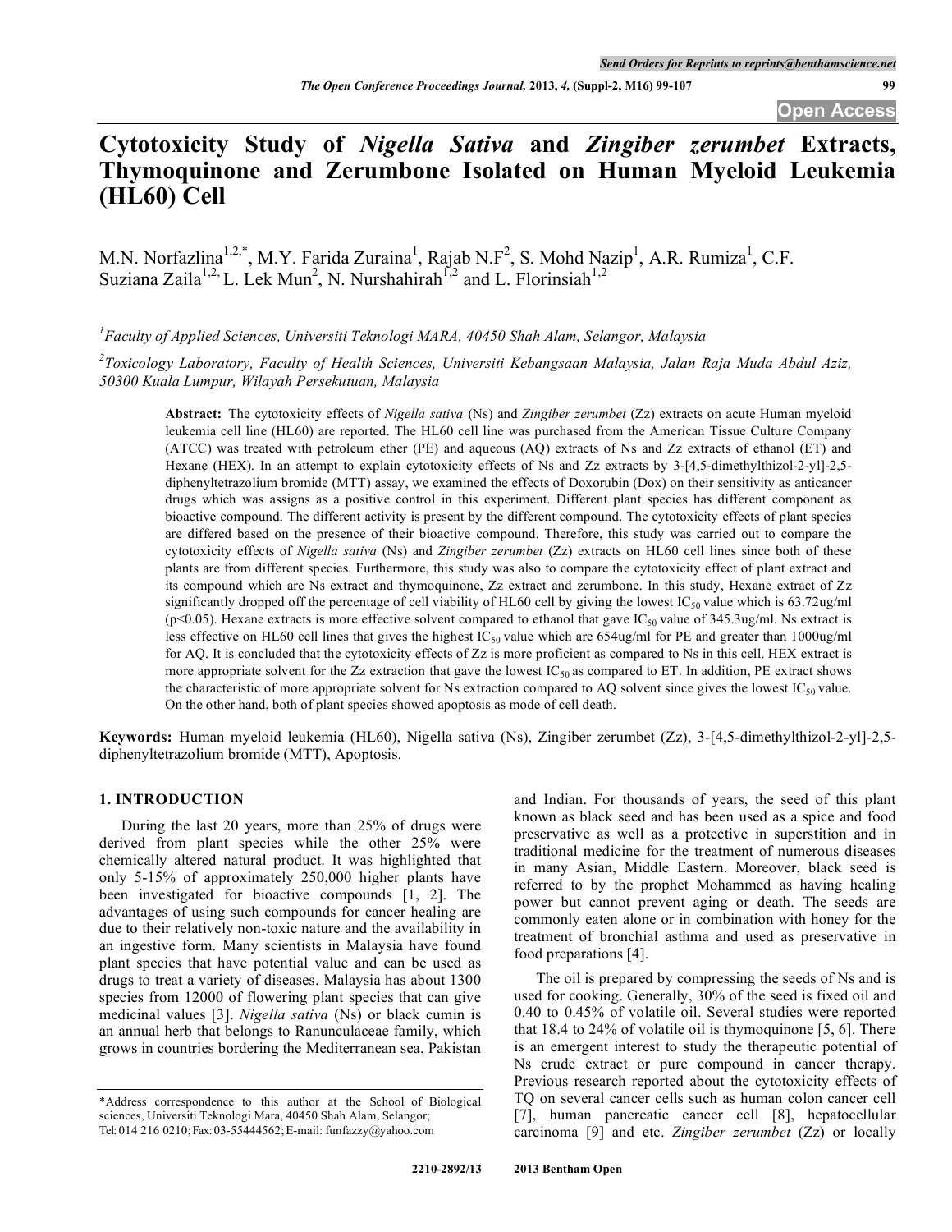# Cytotoxicity Study of *Nigella Sativa* and *Zingiber zerumbet* Extracts, Thymoquinone and Zerumbone Isolated on Human Myeloid Leukemia (HL60) Cell

M.N. Norfazlina[1,2,*], M.Y. Farida Zuraina[1], Rajab N.F[2], S. Mohd Nazip[1], A.R. Rumiza[1], C.F. Suziana Zaila[1,2,] L. Lek Mun[2], N. Nurshahirah[1,2] and L. Florinsiah[1,2]

[1]*Faculty of Applied Sciences, Universiti Teknologi MARA, 40450 Shah Alam, Selangor, Malaysia*

[2]*Toxicology Laboratory, Faculty of Health Sciences, Universiti Kebangsaan Malaysia, Jalan Raja Muda Abdul Aziz, 50300 Kuala Lumpur, Wilayah Persekutuan, Malaysia*

**Abstract:** The cytotoxicity effects of *Nigella sativa* (Ns) and *Zingiber zerumbet* (Zz) extracts on acute Human myeloid leukemia cell line (HL60) are reported. The HL60 cell line was purchased from the American Tissue Culture Company (ATCC) was treated with petroleum ether (PE) and aqueous (AQ) extracts of Ns and Zz extracts of ethanol (ET) and Hexane (HEX). In an attempt to explain cytotoxicity effects of Ns and Zz extracts by 3-[4,5-dimethylthizol-2-yl]-2,5-diphenyltetrazolium bromide (MTT) assay, we examined the effects of Doxorubin (Dox) on their sensitivity as anticancer drugs which was assigns as a positive control in this experiment. Different plant species has different component as bioactive compound. The different activity is present by the different compound. The cytotoxicity effects of plant species are differed based on the presence of their bioactive compound. Therefore, this study was carried out to compare the cytotoxicity effects of *Nigella sativa* (Ns) and *Zingiber zerumbet* (Zz) extracts on HL60 cell lines since both of these plants are from different species. Furthermore, this study was also to compare the cytotoxicity effect of plant extract and its compound which are Ns extract and thymoquinone, Zz extract and zerumbone. In this study, Hexane extract of Zz significantly dropped off the percentage of cell viability of HL60 cell by giving the lowest $IC_{50}$ value which is 63.72ug/ml ($p<0.05$). Hexane extracts is more effective solvent compared to ethanol that gave $IC_{50}$ value of 345.3ug/ml. Ns extract is less effective on HL60 cell lines that gives the highest $IC_{50}$ value which are 654ug/ml for PE and greater than 1000ug/ml for AQ. It is concluded that the cytotoxicity effects of Zz is more proficient as compared to Ns in this cell. HEX extract is more appropriate solvent for the Zz extraction that gave the lowest $IC_{50}$ as compared to ET. In addition, PE extract shows the characteristic of more appropriate solvent for Ns extraction compared to AQ solvent since gives the lowest $IC_{50}$ value. On the other hand, both of plant species showed apoptosis as mode of cell death.

**Keywords:** Human myeloid leukemia (HL60), Nigella sativa (Ns), Zingiber zerumbet (Zz), 3-[4,5-dimethylthizol-2-yl]-2,5-diphenyltetrazolium bromide (MTT), Apoptosis.

## 1. INTRODUCTION

During the last 20 years, more than 25% of drugs were derived from plant species while the other 25% were chemically altered natural product. It was highlighted that only 5-15% of approximately 250,000 higher plants have been investigated for bioactive compounds [1, 2]. The advantages of using such compounds for cancer healing are due to their relatively non-toxic nature and the availability in an ingestive form. Many scientists in Malaysia have found plant species that have potential value and can be used as drugs to treat a variety of diseases. Malaysia has about 1300 species from 12000 of flowering plant species that can give medicinal values [3]. *Nigella sativa* (Ns) or black cumin is an annual herb that belongs to Ranunculaceae family, which grows in countries bordering the Mediterranean sea, Pakistan and Indian. For thousands of years, the seed of this plant known as black seed and has been used as a spice and food preservative as well as a protective in superstition and in traditional medicine for the treatment of numerous diseases in many Asian, Middle Eastern. Moreover, black seed is referred to by the prophet Mohammed as having healing power but cannot prevent aging or death. The seeds are commonly eaten alone or in combination with honey for the treatment of bronchial asthma and used as preservative in food preparations [4].

The oil is prepared by compressing the seeds of Ns and is used for cooking. Generally, 30% of the seed is fixed oil and 0.40 to 0.45% of volatile oil. Several studies were reported that 18.4 to 24% of volatile oil is thymoquinone [5, 6]. There is an emergent interest to study the therapeutic potential of Ns crude extract or pure compound in cancer therapy. Previous research reported about the cytotoxicity effects of TQ on several cancer cells such as human colon cancer cell [7], human pancreatic cancer cell [8], hepatocellular carcinoma [9] and etc. *Zingiber zerumbet* (Zz) or locally

*Address correspondence to this author at the School of Biological sciences, Universiti Teknologi Mara, 40450 Shah Alam, Selangor; Tel: 014 216 0210; Fax: 03-55444562; E-mail: funfazzy@yahoo.com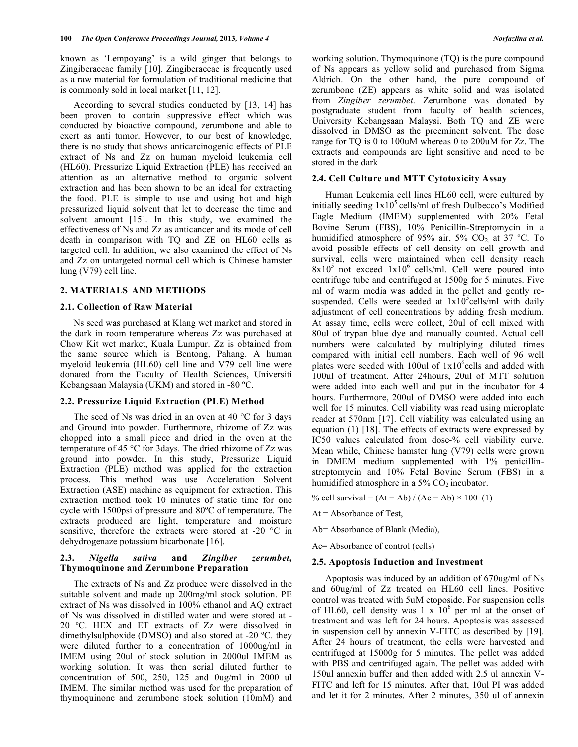known as 'Lempoyang' is a wild ginger that belongs to Zingiberaceae family [10]. Zingiberaceae is frequently used as a raw material for formulation of traditional medicine that is commonly sold in local market [11, 12].

According to several studies conducted by [13, 14] has been proven to contain suppressive effect which was conducted by bioactive compound, zerumbone and able to exert as anti tumor. However, to our best of knowledge, there is no study that shows anticarcinogenic effects of PLE extract of Ns and Zz on human myeloid leukemia cell (HL60). Pressurize Liquid Extraction (PLE) has received an attention as an alternative method to organic solvent extraction and has been shown to be an ideal for extracting the food. PLE is simple to use and using hot and high pressurized liquid solvent that let to decrease the time and solvent amount [15]. In this study, we examined the effectiveness of Ns and Zz as anticancer and its mode of cell death in comparison with TQ and ZE on HL60 cells as targeted cell. In addition, we also examined the effect of Ns and Zz on untargeted normal cell which is Chinese hamster lung (V79) cell line.

## 2. MATERIALS AND METHODS

### 2.1. Collection of Raw Material

Ns seed was purchased at Klang wet market and stored in the dark in room temperature whereas Zz was purchased at Chow Kit wet market, Kuala Lumpur. Zz is obtained from the same source which is Bentong, Pahang. A human myeloid leukemia (HL60) cell line and V79 cell line were donated from the Faculty of Health Sciences, Universiti Kebangsaan Malaysia (UKM) and stored in -80 ºC.

### 2.2. Pressurize Liquid Extraction (PLE) Method

The seed of Ns was dried in an oven at 40 °C for 3 days and Ground into powder. Furthermore, rhizome of Zz was chopped into a small piece and dried in the oven at the temperature of 45 °C for 3days. The dried rhizome of Zz was ground into powder. In this study, Pressurize Liquid Extraction (PLE) method was applied for the extraction process. This method was use Acceleration Solvent Extraction (ASE) machine as equipment for extraction. This extraction method took 10 minutes of static time for one cycle with 1500psi of pressure and 80ºC of temperature. The extracts produced are light, temperature and moisture sensitive, therefore the extracts were stored at -20 °C in dehydrogenaze potassium bicarbonate [16].

### 2.3. *Nigella sativa* and *Zingiber zerumbet*, Thymoquinone and Zerumbone Preparation

The extracts of Ns and Zz produce were dissolved in the suitable solvent and made up 200mg/ml stock solution. PE extract of Ns was dissolved in 100% ethanol and AQ extract of Ns was dissolved in distilled water and were stored at -20 ºC. HEX and ET extracts of Zz were dissolved in dimethylsulphoxide (DMSO) and also stored at -20 ºC. they were diluted further to a concentration of 1000ug/ml in IMEM using 20ul of stock solution in 2000ul IMEM as working solution. It was then serial diluted further to concentration of 500, 250, 125 and 0ug/ml in 2000 ul IMEM. The similar method was used for the preparation of thymoquinone and zerumbone stock solution (10mM) and working solution. Thymoquinone (TQ) is the pure compound of Ns appears as yellow solid and purchased from Sigma Aldrich. On the other hand, the pure compound of zerumbone (ZE) appears as white solid and was isolated from *Zingiber zerumbet*. Zerumbone was donated by postgraduate student from faculty of health sciences, University Kebangsaan Malaysi. Both TQ and ZE were dissolved in DMSO as the preeminent solvent. The dose range for TQ is 0 to 100uM whereas 0 to 200uM for Zz. The extracts and compounds are light sensitive and need to be stored in the dark

### 2.4. Cell Culture and MTT Cytotoxicity Assay

Human Leukemia cell lines HL60 cell, were cultured by initially seeding $1x10^5$ cells/ml of fresh Dulbecco's Modified Eagle Medium (IMEM) supplemented with 20% Fetal Bovine Serum (FBS), 10% Penicillin-Streptomycin in a humidified atmosphere of 95% air, 5% $CO_2$, at 37 ºC. To avoid possible effects of cell density on cell growth and survival, cells were maintained when cell density reach $8x10^5$ not exceed $1x10^6$ cells/ml. Cell were poured into centrifuge tube and centrifuged at 1500g for 5 minutes. Five ml of warm media was added in the pellet and gently re-suspended. Cells were seeded at $1x10^5$cells/ml with daily adjustment of cell concentrations by adding fresh medium. At assay time, cells were collect, 20ul of cell mixed with 80ul of trypan blue dye and manually counted. Actual cell numbers were calculated by multiplying diluted times compared with initial cell numbers. Each well of 96 well plates were seeded with 100ul of $1x10^6$cells and added with 100ul of treatment. After 24hours, 20ul of MTT solution were added into each well and put in the incubator for 4 hours. Furthermore, 200ul of DMSO were added into each well for 15 minutes. Cell viability was read using microplate reader at 570nm [17]. Cell viability was calculated using an equation (1) [18]. The effects of extracts were expressed by IC50 values calculated from dose-% cell viability curve. Mean while, Chinese hamster lung (V79) cells were grown in DMEM medium supplemented with 1% penicillin-streptomycin and 10% Fetal Bovine Serum (FBS) in a humidified atmosphere in a 5% $CO_2$ incubator.

$$\% \text{ cell survival} = (At - Ab) / (Ac - Ab) \times 100 \quad (1)$$

At = Absorbance of Test,

Ab= Absorbance of Blank (Media),

Ac= Absorbance of control (cells)

### 2.5. Apoptosis Induction and Investment

Apoptosis was induced by an addition of 670ug/ml of Ns and 60ug/ml of Zz treated on HL60 cell lines. Positive control was treated with 5uM etoposide. For suspension cells of HL60, cell density was $1 \times 10^6$ per ml at the onset of treatment and was left for 24 hours. Apoptosis was assessed in suspension cell by annexin V-FITC as described by [19]. After 24 hours of treatment, the cells were harvested and centrifuged at 15000g for 5 minutes. The pellet was added with PBS and centrifuged again. The pellet was added with 150ul annexin buffer and then added with 2.5 ul annexin V-FITC and left for 15 minutes. After that, 10ul PI was added and let it for 2 minutes. After 2 minutes, 350 ul of annexin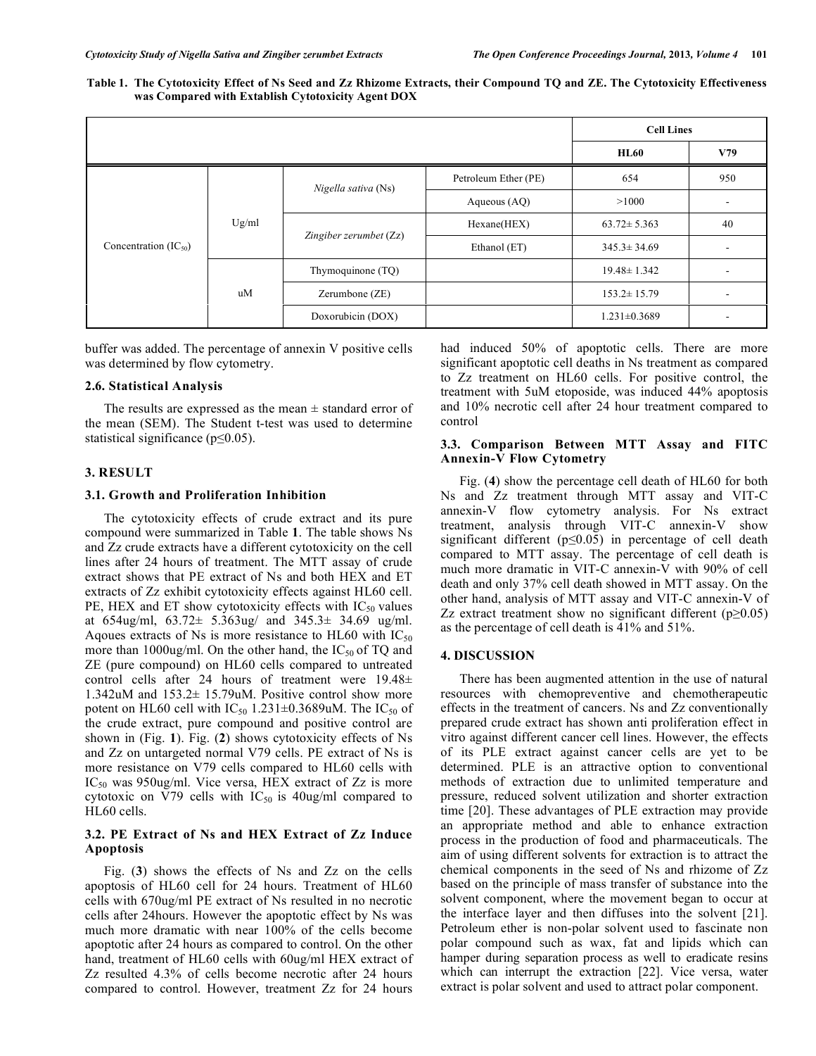**Table 1. The Cytotoxicity Effect of Ns Seed and Zz Rhizome Extracts, their Compound TQ and ZE. The Cytotoxicity Effectiveness was Compared with Extablish Cytotoxicity Agent DOX**

| | | | | Cell Lines | |
|---|---|---|---|---|---|
| | | | | HL60 | V79 |
| Concentration ($IC_{50}$) | Ug/ml | *Nigella sativa* (Ns) | Petroleum Ether (PE) | 654 | 950 |
| | | | Aqueous (AQ) | >1000 | - |
| | | *Zingiber zerumbet* (Zz) | Hexane(HEX) | 63.72± 5.363 | 40 |
| | | | Ethanol (ET) | 345.3± 34.69 | - |
| | uM | Thymoquinone (TQ) | | 19.48± 1.342 | - |
| | | Zerumbone (ZE) | | 153.2± 15.79 | - |
| | | Doxorubicin (DOX) | | 1.231±0.3689 | - |

buffer was added. The percentage of annexin V positive cells was determined by flow cytometry.

### 2.6. Statistical Analysis

The results are expressed as the mean ± standard error of the mean (SEM). The Student t-test was used to determine statistical significance ($p \leq 0.05$).

## 3. RESULT

### 3.1. Growth and Proliferation Inhibition

The cytotoxicity effects of crude extract and its pure compound were summarized in Table **1**. The table shows Ns and Zz crude extracts have a different cytotoxicity on the cell lines after 24 hours of treatment. The MTT assay of crude extract shows that PE extract of Ns and both HEX and ET extracts of Zz exhibit cytotoxicity effects against HL60 cell. PE, HEX and ET show cytotoxicity effects with $IC_{50}$ values at 654ug/ml, 63.72± 5.363ug/ and 345.3± 34.69 ug/ml. Aqoues extracts of Ns is more resistance to HL60 with $IC_{50}$ more than 1000ug/ml. On the other hand, the $IC_{50}$ of TQ and ZE (pure compound) on HL60 cells compared to untreated control cells after 24 hours of treatment were 19.48± 1.342uM and 153.2± 15.79uM. Positive control show more potent on HL60 cell with $IC_{50}$ 1.231±0.3689uM. The $IC_{50}$ of the crude extract, pure compound and positive control are shown in (Fig. **1**). Fig. (**2**) shows cytotoxicity effects of Ns and Zz on untargeted normal V79 cells. PE extract of Ns is more resistance on V79 cells compared to HL60 cells with $IC_{50}$ was 950ug/ml. Vice versa, HEX extract of Zz is more cytotoxic on V79 cells with $IC_{50}$ is 40ug/ml compared to HL60 cells.

### 3.2. PE Extract of Ns and HEX Extract of Zz Induce Apoptosis

Fig. (**3**) shows the effects of Ns and Zz on the cells apoptosis of HL60 cell for 24 hours. Treatment of HL60 cells with 670ug/ml PE extract of Ns resulted in no necrotic cells after 24hours. However the apoptotic effect by Ns was much more dramatic with near 100% of the cells become apoptotic after 24 hours as compared to control. On the other hand, treatment of HL60 cells with 60ug/ml HEX extract of Zz resulted 4.3% of cells become necrotic after 24 hours compared to control. However, treatment Zz for 24 hours had induced 50% of apoptotic cells. There are more significant apoptotic cell deaths in Ns treatment as compared to Zz treatment on HL60 cells. For positive control, the treatment with 5uM etoposide, was induced 44% apoptosis and 10% necrotic cell after 24 hour treatment compared to control

### 3.3. Comparison Between MTT Assay and FITC Annexin-V Flow Cytometry

Fig. (**4**) show the percentage cell death of HL60 for both Ns and Zz treatment through MTT assay and VIT-C annexin-V flow cytometry analysis. For Ns extract treatment, analysis through VIT-C annexin-V show significant different ($p \leq 0.05$) in percentage of cell death compared to MTT assay. The percentage of cell death is much more dramatic in VIT-C annexin-V with 90% of cell death and only 37% cell death showed in MTT assay. On the other hand, analysis of MTT assay and VIT-C annexin-V of Zz extract treatment show no significant different ($p \geq 0.05$) as the percentage of cell death is 41% and 51%.

## 4. DISCUSSION

There has been augmented attention in the use of natural resources with chemopreventive and chemotherapeutic effects in the treatment of cancers. Ns and Zz conventionally prepared crude extract has shown anti proliferation effect in vitro against different cancer cell lines. However, the effects of its PLE extract against cancer cells are yet to be determined. PLE is an attractive option to conventional methods of extraction due to unlimited temperature and pressure, reduced solvent utilization and shorter extraction time [20]. These advantages of PLE extraction may provide an appropriate method and able to enhance extraction process in the production of food and pharmaceuticals. The aim of using different solvents for extraction is to attract the chemical components in the seed of Ns and rhizome of Zz based on the principle of mass transfer of substance into the solvent component, where the movement began to occur at the interface layer and then diffuses into the solvent [21]. Petroleum ether is non-polar solvent used to fascinate non polar compound such as wax, fat and lipids which can hamper during separation process as well to eradicate resins which can interrupt the extraction [22]. Vice versa, water extract is polar solvent and used to attract polar component.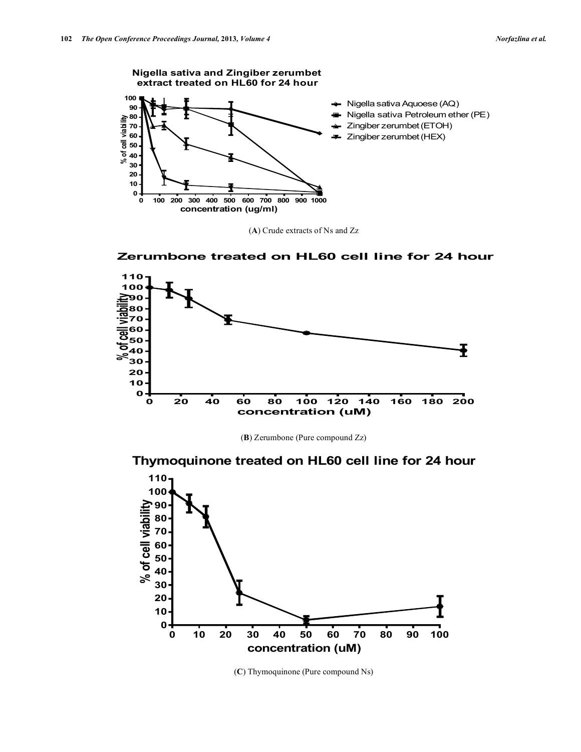(**A**) Crude extracts of Ns and Zz

(**B**) Zerumbone (Pure compound Zz)

(**C**) Thymoquinone (Pure compound Ns)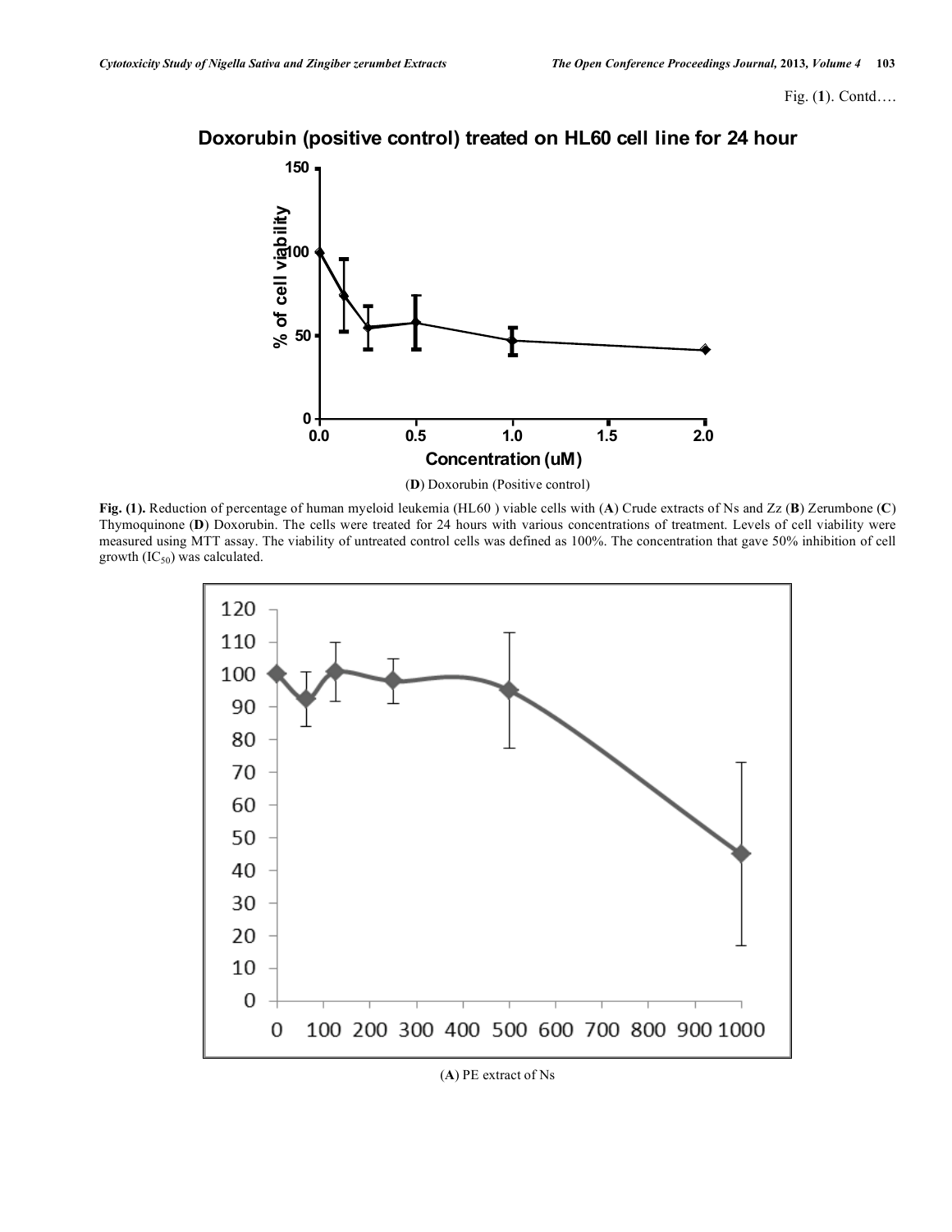Fig. (1). Contd….

(D) Doxorubin (Positive control)

**Fig. (1).** Reduction of percentage of human myeloid leukemia (HL60 ) viable cells with (**A**) Crude extracts of Ns and Zz (**B**) Zerumbone (**C**) Thymoquinone (**D**) Doxorubin. The cells were treated for 24 hours with various concentrations of treatment. Levels of cell viability were measured using MTT assay. The viability of untreated control cells was defined as 100%. The concentration that gave 50% inhibition of cell growth ($IC_{50}$) was calculated.

(A) PE extract of Ns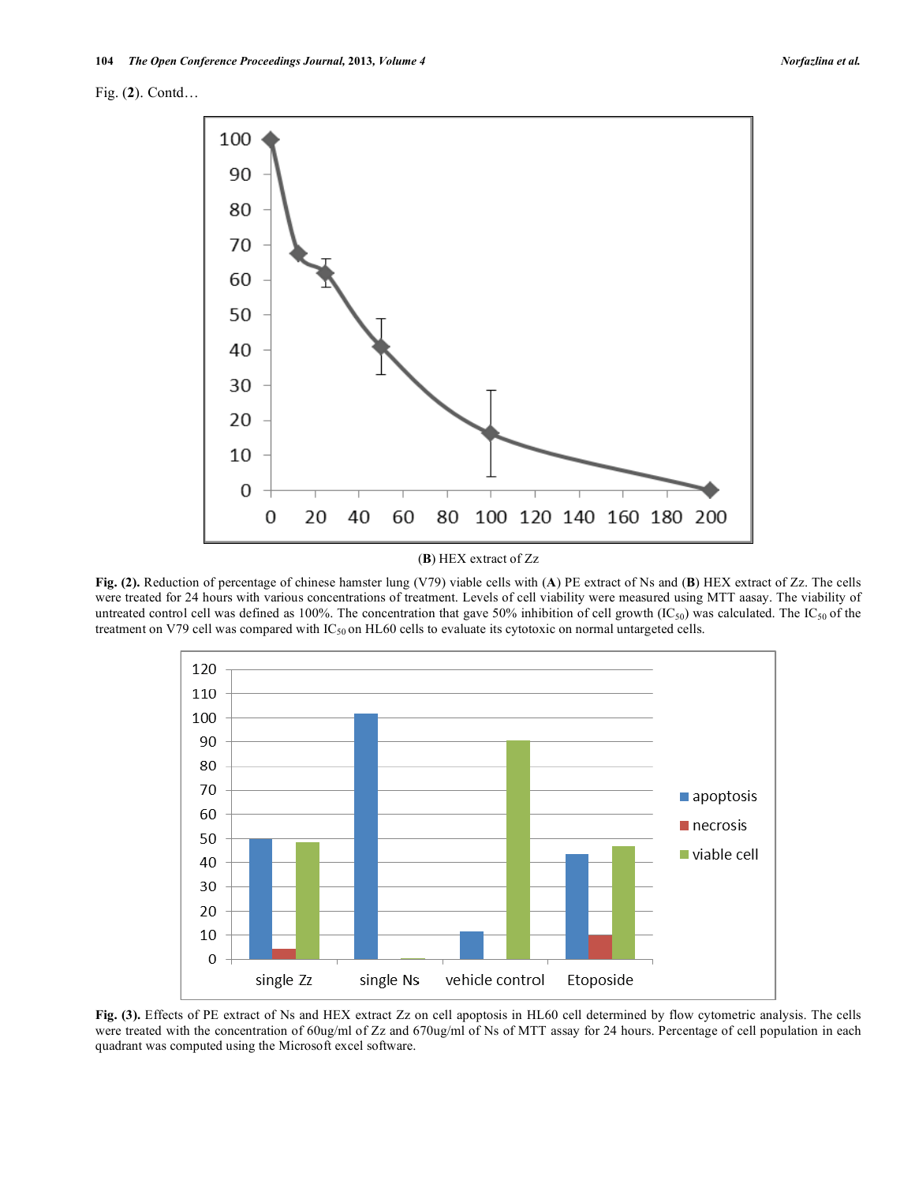Fig. (2). Contd…

(**B**) HEX extract of Zz

**Fig. (2).** Reduction of percentage of chinese hamster lung (V79) viable cells with (**A**) PE extract of Ns and (**B**) HEX extract of Zz. The cells were treated for 24 hours with various concentrations of treatment. Levels of cell viability were measured using MTT aasay. The viability of untreated control cell was defined as 100%. The concentration that gave 50% inhibition of cell growth ($IC_{50}$) was calculated. The $IC_{50}$ of the treatment on V79 cell was compared with $IC_{50}$ on HL60 cells to evaluate its cytotoxic on normal untargeted cells.

**Fig. (3).** Effects of PE extract of Ns and HEX extract Zz on cell apoptosis in HL60 cell determined by flow cytometric analysis. The cells were treated with the concentration of 60ug/ml of Zz and 670ug/ml of Ns of MTT assay for 24 hours. Percentage of cell population in each quadrant was computed using the Microsoft excel software.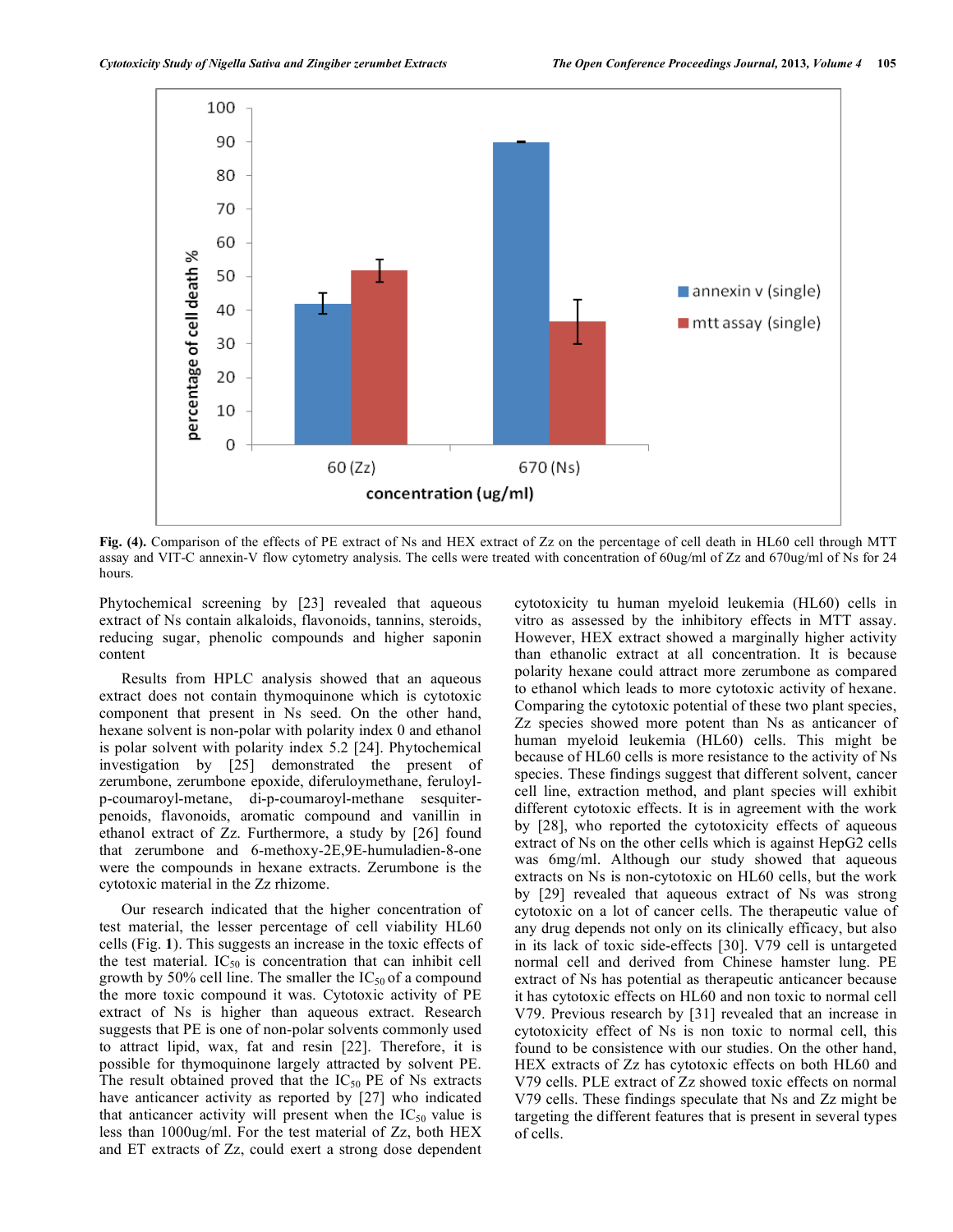Fig. (4). Comparison of the effects of PE extract of Ns and HEX extract of Zz on the percentage of cell death in HL60 cell through MTT assay and VIT-C annexin-V flow cytometry analysis. The cells were treated with concentration of 60ug/ml of Zz and 670ug/ml of Ns for 24 hours.

Phytochemical screening by [23] revealed that aqueous extract of Ns contain alkaloids, flavonoids, tannins, steroids, reducing sugar, phenolic compounds and higher saponin content

Results from HPLC analysis showed that an aqueous extract does not contain thymoquinone which is cytotoxic component that present in Ns seed. On the other hand, hexane solvent is non-polar with polarity index 0 and ethanol is polar solvent with polarity index 5.2 [24]. Phytochemical investigation by [25] demonstrated the present of zerumbone, zerumbone epoxide, diferuloymethane, feruloyl-p-coumaroyl-metane, di-p-coumaroyl-methane sesquiter-penoids, flavonoids, aromatic compound and vanillin in ethanol extract of Zz. Furthermore, a study by [26] found that zerumbone and 6-methoxy-2E,9E-humuladien-8-one were the compounds in hexane extracts. Zerumbone is the cytotoxic material in the Zz rhizome.

Our research indicated that the higher concentration of test material, the lesser percentage of cell viability HL60 cells (Fig. **1**). This suggests an increase in the toxic effects of the test material. $IC_{50}$ is concentration that can inhibit cell growth by 50% cell line. The smaller the $IC_{50}$ of a compound the more toxic compound it was. Cytotoxic activity of PE extract of Ns is higher than aqueous extract. Research suggests that PE is one of non-polar solvents commonly used to attract lipid, wax, fat and resin [22]. Therefore, it is possible for thymoquinone largely attracted by solvent PE. The result obtained proved that the $IC_{50}$ PE of Ns extracts have anticancer activity as reported by [27] who indicated that anticancer activity will present when the $IC_{50}$ value is less than 1000ug/ml. For the test material of Zz, both HEX and ET extracts of Zz, could exert a strong dose dependent cytotoxicity tu human myeloid leukemia (HL60) cells in vitro as assessed by the inhibitory effects in MTT assay. However, HEX extract showed a marginally higher activity than ethanolic extract at all concentration. It is because polarity hexane could attract more zerumbone as compared to ethanol which leads to more cytotoxic activity of hexane. Comparing the cytotoxic potential of these two plant species, Zz species showed more potent than Ns as anticancer of human myeloid leukemia (HL60) cells. This might be because of HL60 cells is more resistance to the activity of Ns species. These findings suggest that different solvent, cancer cell line, extraction method, and plant species will exhibit different cytotoxic effects. It is in agreement with the work by [28], who reported the cytotoxicity effects of aqueous extract of Ns on the other cells which is against HepG2 cells was 6mg/ml. Although our study showed that aqueous extracts on Ns is non-cytotoxic on HL60 cells, but the work by [29] revealed that aqueous extract of Ns was strong cytotoxic on a lot of cancer cells. The therapeutic value of any drug depends not only on its clinically efficacy, but also in its lack of toxic side-effects [30]. V79 cell is untargeted normal cell and derived from Chinese hamster lung. PE extract of Ns has potential as therapeutic anticancer because it has cytotoxic effects on HL60 and non toxic to normal cell V79. Previous research by [31] revealed that an increase in cytotoxicity effect of Ns is non toxic to normal cell, this found to be consistence with our studies. On the other hand, HEX extracts of Zz has cytotoxic effects on both HL60 and V79 cells. PLE extract of Zz showed toxic effects on normal V79 cells. These findings speculate that Ns and Zz might be targeting the different features that is present in several types of cells.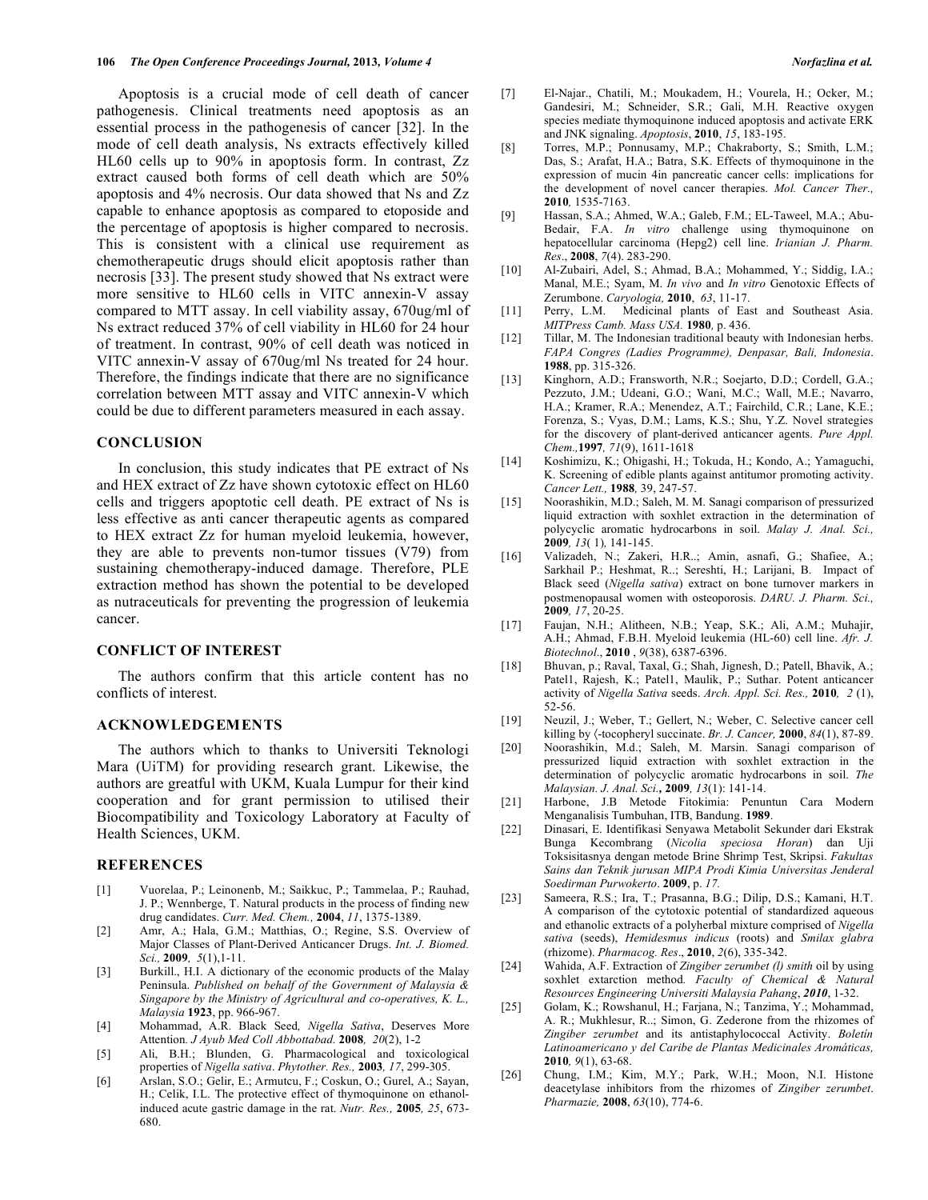Apoptosis is a crucial mode of cell death of cancer pathogenesis. Clinical treatments need apoptosis as an essential process in the pathogenesis of cancer [32]. In the mode of cell death analysis, Ns extracts effectively killed HL60 cells up to 90% in apoptosis form. In contrast, Zz extract caused both forms of cell death which are 50% apoptosis and 4% necrosis. Our data showed that Ns and Zz capable to enhance apoptosis as compared to etoposide and the percentage of apoptosis is higher compared to necrosis. This is consistent with a clinical use requirement as chemotherapeutic drugs should elicit apoptosis rather than necrosis [33]. The present study showed that Ns extract were more sensitive to HL60 cells in VITC annexin-V assay compared to MTT assay. In cell viability assay, 670ug/ml of Ns extract reduced 37% of cell viability in HL60 for 24 hour of treatment. In contrast, 90% of cell death was noticed in VITC annexin-V assay of 670ug/ml Ns treated for 24 hour. Therefore, the findings indicate that there are no significance correlation between MTT assay and VITC annexin-V which could be due to different parameters measured in each assay.

## CONCLUSION

In conclusion, this study indicates that PE extract of Ns and HEX extract of Zz have shown cytotoxic effect on HL60 cells and triggers apoptotic cell death. PE extract of Ns is less effective as anti cancer therapeutic agents as compared to HEX extract Zz for human myeloid leukemia, however, they are able to prevents non-tumor tissues (V79) from sustaining chemotherapy-induced damage. Therefore, PLE extraction method has shown the potential to be developed as nutraceuticals for preventing the progression of leukemia cancer.

## CONFLICT OF INTEREST

The authors confirm that this article content has no conflicts of interest.

## ACKNOWLEDGEMENTS

The authors which to thanks to Universiti Teknologi Mara (UiTM) for providing research grant. Likewise, the authors are greatful with UKM, Kuala Lumpur for their kind cooperation and for grant permission to utilised their Biocompatibility and Toxicology Laboratory at Faculty of Health Sciences, UKM.

## REFERENCES

[1] Vuorelaa, P.; Leinonenb, M.; Saikkuc, P.; Tammelaa, P.; Rauhad, J. P.; Wennberge, T. Natural products in the process of finding new drug candidates. *Curr. Med. Chem.,* **2004**, *11*, 1375-1389.

[2] Amr, A.; Hala, G.M.; Matthias, O.; Regine, S.S. Overview of Major Classes of Plant-Derived Anticancer Drugs. *Int. J. Biomed. Sci.,* **2009***, 5*(1),1-11.

[3] Burkill., H.I. A dictionary of the economic products of the Malay Peninsula. *Published on behalf of the Government of Malaysia & Singapore by the Ministry of Agricultural and co-operatives, K. L., Malaysia* **1923**, pp. 966-967.

[4] Mohammad, A.R. Black Seed*, Nigella Sativa*, Deserves More Attention. *J Ayub Med Coll Abbottabad.* **2008***, 20*(2), 1-2

[5] Ali, B.H.; Blunden, G. Pharmacological and toxicological properties of *Nigella sativa*. *Phytother. Res.,* **2003***, 17*, 299-305.

[6] Arslan, S.O.; Gelir, E.; Armutcu, F.; Coskun, O.; Gurel, A.; Sayan, H.; Celik, I.L. The protective effect of thymoquinone on ethanol-induced acute gastric damage in the rat. *Nutr. Res.,* **2005***, 25*, 673-680.

[7] El-Najar., Chatili, M.; Moukadem, H.; Vourela, H.; Ocker, M.; Gandesiri, M.; Schneider, S.R.; Gali, M.H. Reactive oxygen species mediate thymoquinone induced apoptosis and activate ERK and JNK signaling. *Apoptosis*, **2010**, *15*, 183-195.

[8] Torres, M.P.; Ponnusamy, M.P.; Chakraborty, S.; Smith, L.M.; Das, S.; Arafat, H.A.; Batra, S.K. Effects of thymoquinone in the expression of mucin 4in pancreatic cancer cells: implications for the development of novel cancer therapies. *Mol. Cancer Ther.,* **2010***,* 1535-7163.

[9] Hassan, S.A.; Ahmed, W.A.; Galeb, F.M.; EL-Taweel, M.A.; Abu-Bedair, F.A. *In vitro* challenge using thymoquinone on hepatocellular carcinoma (Hepg2) cell line. *Irianian J. Pharm. Res*., **2008**, *7*(4). 283-290.

[10] Al-Zubairi, Adel, S.; Ahmad, B.A.; Mohammed, Y.; Siddig, I.A.; Manal, M.E.; Syam, M. *In vivo* and *In vitro* Genotoxic Effects of Zerumbone. *Caryologia,* **2010**, *63*, 11-17.

[11] Perry, L.M. Medicinal plants of East and Southeast Asia. *MITPress Camb. Mass USA.* **1980***,* p. 436.

[12] Tillar, M. The Indonesian traditional beauty with Indonesian herbs. *FAPA Congres (Ladies Programme), Denpasar, Bali, Indonesia*. **1988**, pp. 315-326.

[13] Kinghorn, A.D.; Fransworth, N.R.; Soejarto, D.D.; Cordell, G.A.; Pezzuto, J.M.; Udeani, G.O.; Wani, M.C.; Wall, M.E.; Navarro, H.A.; Kramer, R.A.; Menendez, A.T.; Fairchild, C.R.; Lane, K.E.; Forenza, S.; Vyas, D.M.; Lams, K.S.; Shu, Y.Z. Novel strategies for the discovery of plant-derived anticancer agents. *Pure Appl. Chem.,***1997***, 71*(9), 1611-1618

[14] Koshimizu, K.; Ohigashi, H.; Tokuda, H.; Kondo, A.; Yamaguchi, K. Screening of edible plants against antitumor promoting activity. *Cancer Lett.,* **1988***,* 39, 247-57.

[15] Noorashikin, M.D.; Saleh, M. M. Sanagi comparison of pressurized liquid extraction with soxhlet extraction in the determination of polycyclic aromatic hydrocarbons in soil. *Malay J. Anal. Sci.,* **2009***, 13*( 1)*,* 141-145.

[16] Valizadeh, N.; Zakeri, H.R..; Amin, asnafi, G.; Shafiee, A.; Sarkhail P.; Heshmat, R..; Sereshti, H.; Larijani, B. Impact of Black seed (*Nigella sativa*) extract on bone turnover markers in postmenopausal women with osteoporosis. *DARU. J. Pharm. Sci.,* **2009***, 17*, 20-25.

[17] Faujan, N.H.; Alitheen, N.B.; Yeap, S.K.; Ali, A.M.; Muhajir, A.H.; Ahmad, F.B.H. Myeloid leukemia (HL-60) cell line. *Afr. J. Biotechnol*., **2010** , *9*(38), 6387-6396.

[18] Bhuvan, p.; Raval, Taxal, G.; Shah, Jignesh, D.; Patell, Bhavik, A.; Patel1, Rajesh, K.; Patel1, Maulik, P.; Suthar. Potent anticancer activity of *Nigella Sativa* seeds. *Arch. Appl. Sci. Res.,* **2010***, 2* (1), 52-56.

[19] Neuzil, J.; Weber, T.; Gellert, N.; Weber, C. Selective cancer cell killing by ⟨-tocopheryl succinate. *Br. J. Cancer,* **2000**, *84*(1), 87-89.

[20] Noorashikin, M.d.; Saleh, M. Marsin. Sanagi comparison of pressurized liquid extraction with soxhlet extraction in the determination of polycyclic aromatic hydrocarbons in soil. *The Malaysian. J. Anal. Sci*.**,** **2009***, 13*(1): 141-14.

[21] Harbone, J.B Metode Fitokimia: Penuntun Cara Modern Menganalisis Tumbuhan, ITB, Bandung. **1989**.

[22] Dinasari, E. Identifikasi Senyawa Metabolit Sekunder dari Ekstrak Bunga Kecombrang (*Nicolia speciosa Horan*) dan Uji Toksisitasnya dengan metode Brine Shrimp Test, Skripsi. *Fakultas Sains dan Teknik jurusan MIPA Prodi Kimia Universitas Jenderal Soedirman Purwokerto*. **2009**, p. *17.*

[23] Sameera, R.S.; Ira, T.; Prasanna, B.G.; Dilip, D.S.; Kamani, H.T. A comparison of the cytotoxic potential of standardized aqueous and ethanolic extracts of a polyherbal mixture comprised of *Nigella sativa* (seeds), *Hemidesmus indicus* (roots) and *Smilax glabra* (rhizome). *Pharmacog. Res*., **2010**, *2*(6), 335-342.

[24] Wahida, A.F. Extraction of *Zingiber zerumbet (l) smith* oil by using soxhlet extarction method*. Faculty of Chemical & Natural Resources Engineering Universiti Malaysia Pahang*, ***2010***, 1-32.

[25] Golam, K.; Rowshanul, H.; Farjana, N.; Tanzima, Y.; Mohammad, A. R.; Mukhlesur, R..; Simon, G. Zederone from the rhizomes of *Zingiber zerumbet* and its antistaphylococcal Activity. *Boletín Latinoamericano y del Caribe de Plantas Medicinales Aromáticas,* **2010***, 9*(1), 63-68.

[26] Chung, I.M.; Kim, M.Y.; Park, W.H.; Moon, N.I. Histone deacetylase inhibitors from the rhizomes of *Zingiber zerumbet*. *Pharmazie,* **2008**, *63*(10), 774-6.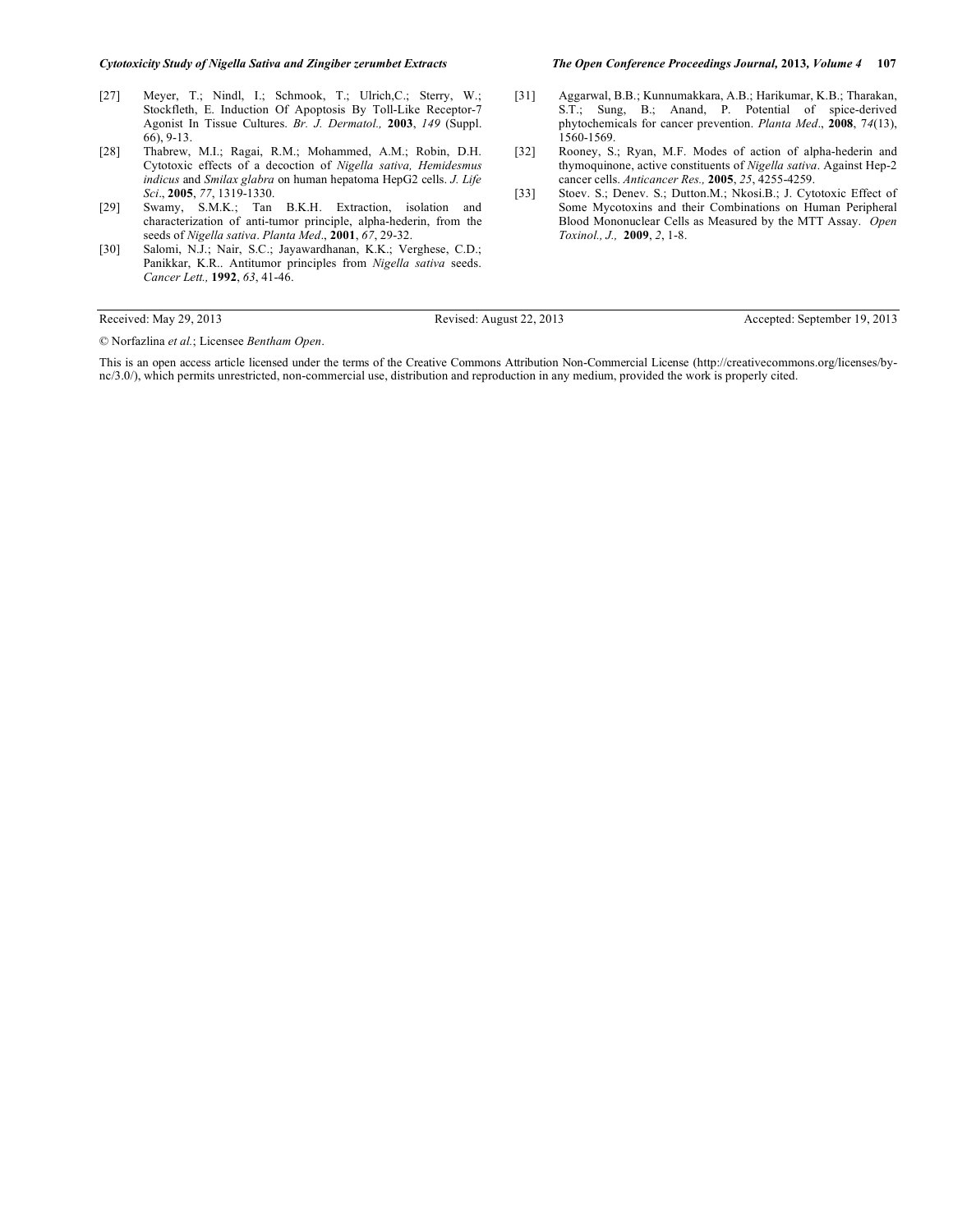[27] Meyer, T.; Nindl, I.; Schmook, T.; Ulrich,C.; Sterry, W.; Stockfleth, E. Induction Of Apoptosis By Toll-Like Receptor-7 Agonist In Tissue Cultures. *Br. J. Dermatol.,* **2003**, *149* (Suppl. 66), 9-13.

[28] Thabrew, M.I.; Ragai, R.M.; Mohammed, A.M.; Robin, D.H. Cytotoxic effects of a decoction of *Nigella sativa, Hemidesmus indicus* and *Smilax glabra* on human hepatoma HepG2 cells. *J. Life Sci*., **2005**, *77*, 1319-1330.

[29] Swamy, S.M.K.; Tan B.K.H. Extraction, isolation and characterization of anti-tumor principle, alpha-hederin, from the seeds of *Nigella sativa*. *Planta Med*., **2001**, *67*, 29-32.

[30] Salomi, N.J.; Nair, S.C.; Jayawardhanan, K.K.; Verghese, C.D.; Panikkar, K.R.. Antitumor principles from *Nigella sativa* seeds. *Cancer Lett.,* **1992**, *63*, 41-46.

[31] Aggarwal, B.B.; Kunnumakkara, A.B.; Harikumar, K.B.; Tharakan, S.T.; Sung, B.; Anand, P. Potential of spice-derived phytochemicals for cancer prevention. *Planta Med*., **2008**, *74*(13), 1560-1569.

[32] Rooney, S.; Ryan, M.F. Modes of action of alpha-hederin and thymoquinone, active constituents of *Nigella sativa*. Against Hep-2 cancer cells. *Anticancer Res.,* **2005**, *25*, 4255-4259.

[33] Stoev. S.; Denev. S.; Dutton.M.; Nkosi.B.; J. Cytotoxic Effect of Some Mycotoxins and their Combinations on Human Peripheral Blood Mononuclear Cells as Measured by the MTT Assay. *Open Toxinol., J.,* **2009**, *2*, 1-8.

Received: May 29, 2013 Revised: August 22, 2013 Accepted: September 19, 2013

© Norfazlina *et al.*; Licensee *Bentham Open*.

This is an open access article licensed under the terms of the Creative Commons Attribution Non-Commercial License (http://creativecommons.org/licenses/by-nc/3.0/), which permits unrestricted, non-commercial use, distribution and reproduction in any medium, provided the work is properly cited.